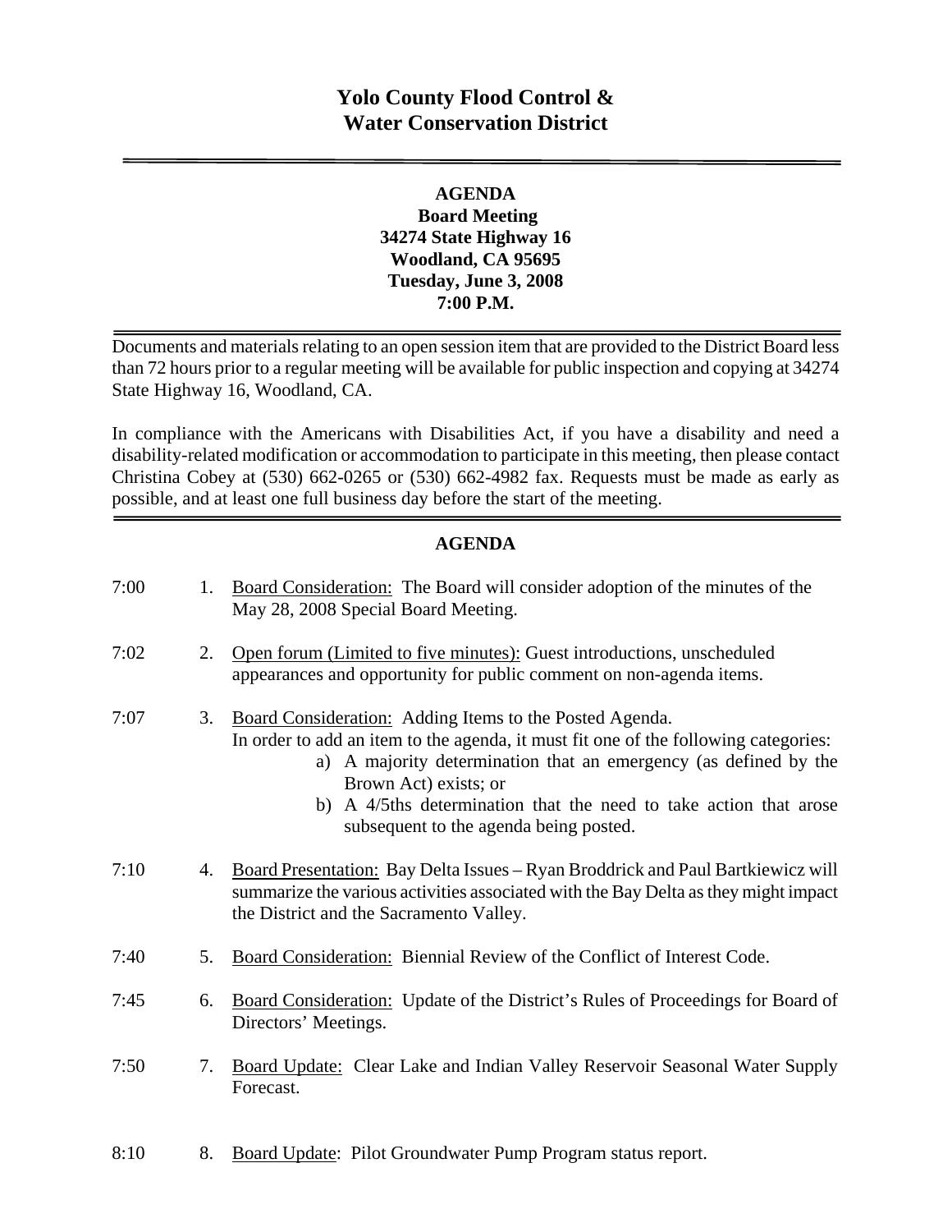# Yolo County Flood Control & Water Conservation District

**AGENDA**
**Board Meeting**
**34274 State Highway 16**
**Woodland, CA 95695**
**Tuesday, June 3, 2008**
**7:00 P.M.**

Documents and materials relating to an open session item that are provided to the District Board less than 72 hours prior to a regular meeting will be available for public inspection and copying at 34274 State Highway 16, Woodland, CA.

In compliance with the Americans with Disabilities Act, if you have a disability and need a disability-related modification or accommodation to participate in this meeting, then please contact Christina Cobey at (530) 662-0265 or (530) 662-4982 fax. Requests must be made as early as possible, and at least one full business day before the start of the meeting.

## AGENDA

7:00 1. Board Consideration: The Board will consider adoption of the minutes of the May 28, 2008 Special Board Meeting.

7:02 2. Open forum (Limited to five minutes): Guest introductions, unscheduled appearances and opportunity for public comment on non-agenda items.

7:07 3. Board Consideration: Adding Items to the Posted Agenda.
In order to add an item to the agenda, it must fit one of the following categories:
   a) A majority determination that an emergency (as defined by the Brown Act) exists; or
   b) A 4/5ths determination that the need to take action that arose subsequent to the agenda being posted.

7:10 4. Board Presentation: Bay Delta Issues – Ryan Broddrick and Paul Bartkiewicz will summarize the various activities associated with the Bay Delta as they might impact the District and the Sacramento Valley.

7:40 5. Board Consideration: Biennial Review of the Conflict of Interest Code.

7:45 6. Board Consideration: Update of the District's Rules of Proceedings for Board of Directors' Meetings.

7:50 7. Board Update: Clear Lake and Indian Valley Reservoir Seasonal Water Supply Forecast.

8:10 8. Board Update: Pilot Groundwater Pump Program status report.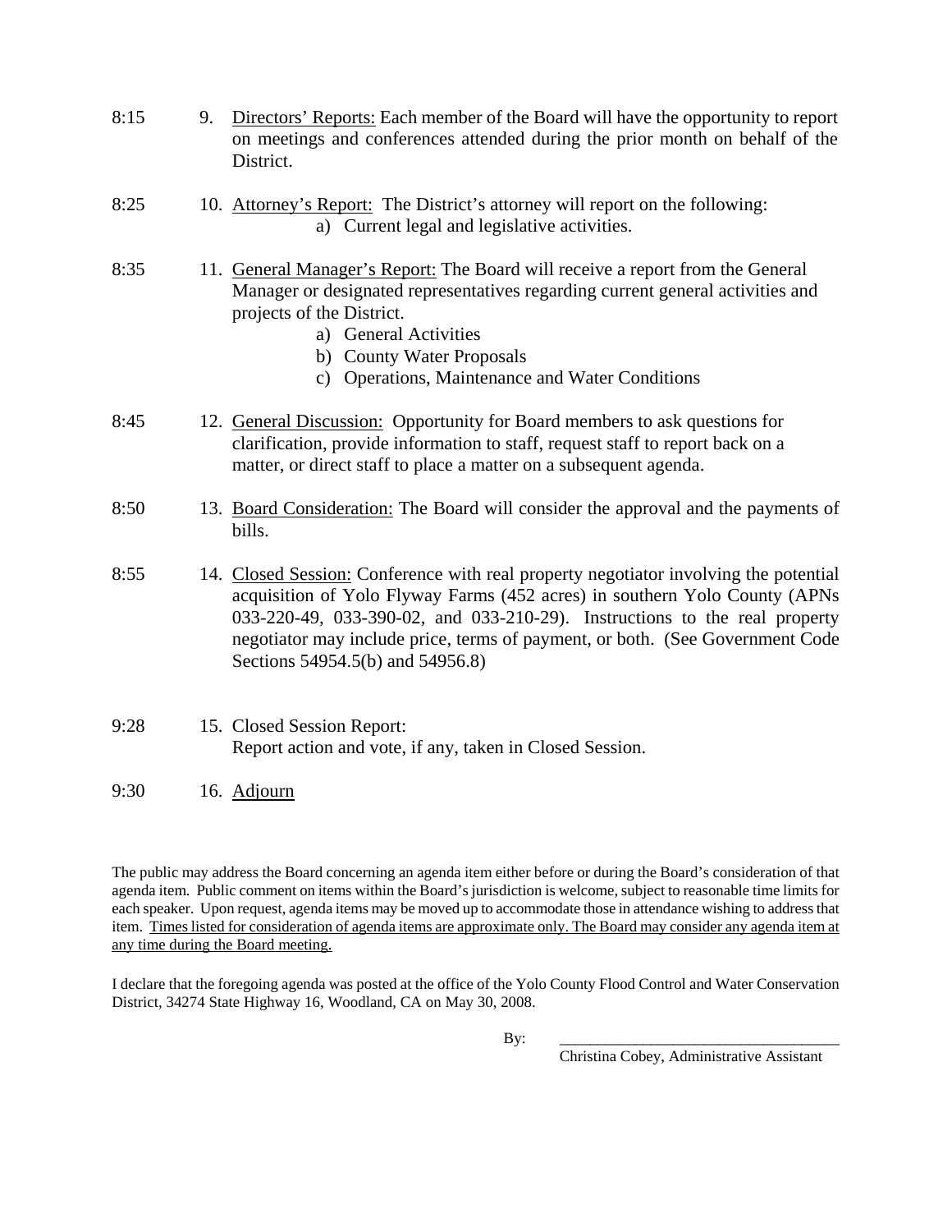8:15 9. <u>Directors' Reports:</u> Each member of the Board will have the opportunity to report on meetings and conferences attended during the prior month on behalf of the District.

8:25 10. <u>Attorney's Report:</u> The District's attorney will report on the following:

   a) Current legal and legislative activities.

8:35 11. <u>General Manager's Report:</u> The Board will receive a report from the General Manager or designated representatives regarding current general activities and projects of the District.

   a) General Activities
   b) County Water Proposals
   c) Operations, Maintenance and Water Conditions

8:45 12. <u>General Discussion:</u> Opportunity for Board members to ask questions for clarification, provide information to staff, request staff to report back on a matter, or direct staff to place a matter on a subsequent agenda.

8:50 13. <u>Board Consideration:</u> The Board will consider the approval and the payments of bills.

8:55 14. <u>Closed Session:</u> Conference with real property negotiator involving the potential acquisition of Yolo Flyway Farms (452 acres) in southern Yolo County (APNs 033-220-49, 033-390-02, and 033-210-29). Instructions to the real property negotiator may include price, terms of payment, or both. (See Government Code Sections 54954.5(b) and 54956.8)

9:28 15. Closed Session Report:
Report action and vote, if any, taken in Closed Session.

9:30 16. <u>Adjourn</u>

The public may address the Board concerning an agenda item either before or during the Board's consideration of that agenda item. Public comment on items within the Board's jurisdiction is welcome, subject to reasonable time limits for each speaker. Upon request, agenda items may be moved up to accommodate those in attendance wishing to address that item. <u>Times listed for consideration of agenda items are approximate only. The Board may consider any agenda item at any time during the Board meeting.</u>

I declare that the foregoing agenda was posted at the office of the Yolo County Flood Control and Water Conservation District, 34274 State Highway 16, Woodland, CA on May 30, 2008.

By: ____________________________________
Christina Cobey, Administrative Assistant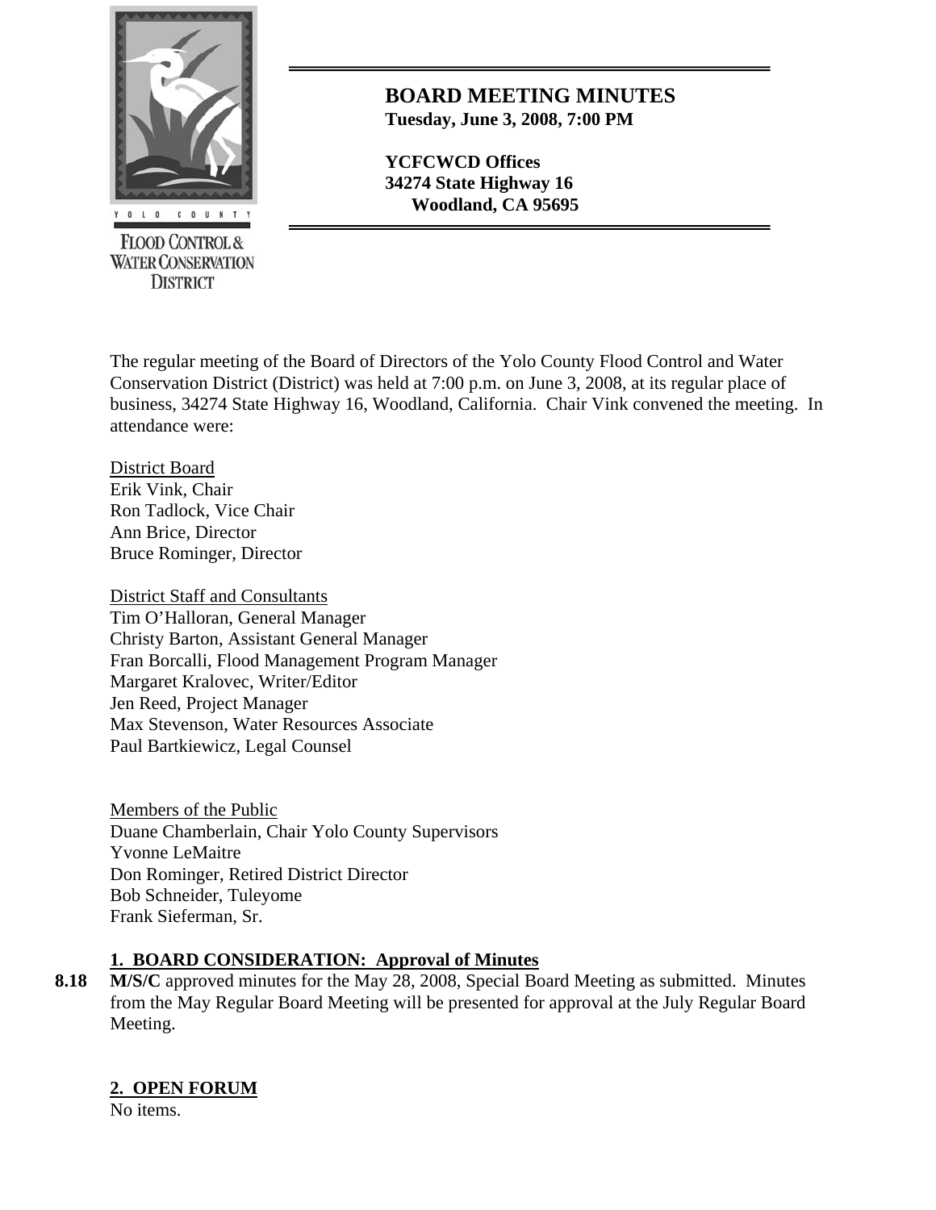**Yolo County Flood Control & Water Conservation District**

# BOARD MEETING MINUTES

**Tuesday, June 3, 2008, 7:00 PM**

**YCFCWCD Offices**
**34274 State Highway 16**
**Woodland, CA 95695**

The regular meeting of the Board of Directors of the Yolo County Flood Control and Water Conservation District (District) was held at 7:00 p.m. on June 3, 2008, at its regular place of business, 34274 State Highway 16, Woodland, California. Chair Vink convened the meeting. In attendance were:

District Board
Erik Vink, Chair
Ron Tadlock, Vice Chair
Ann Brice, Director
Bruce Rominger, Director

District Staff and Consultants
Tim O'Halloran, General Manager
Christy Barton, Assistant General Manager
Fran Borcalli, Flood Management Program Manager
Margaret Kralovec, Writer/Editor
Jen Reed, Project Manager
Max Stevenson, Water Resources Associate
Paul Bartkiewicz, Legal Counsel

Members of the Public
Duane Chamberlain, Chair Yolo County Supervisors
Yvonne LeMaitre
Don Rominger, Retired District Director
Bob Schneider, Tuleyome
Frank Sieferman, Sr.

## 1. BOARD CONSIDERATION: Approval of Minutes

**8.18** **M/S/C** approved minutes for the May 28, 2008, Special Board Meeting as submitted. Minutes from the May Regular Board Meeting will be presented for approval at the July Regular Board Meeting.

## 2. OPEN FORUM

No items.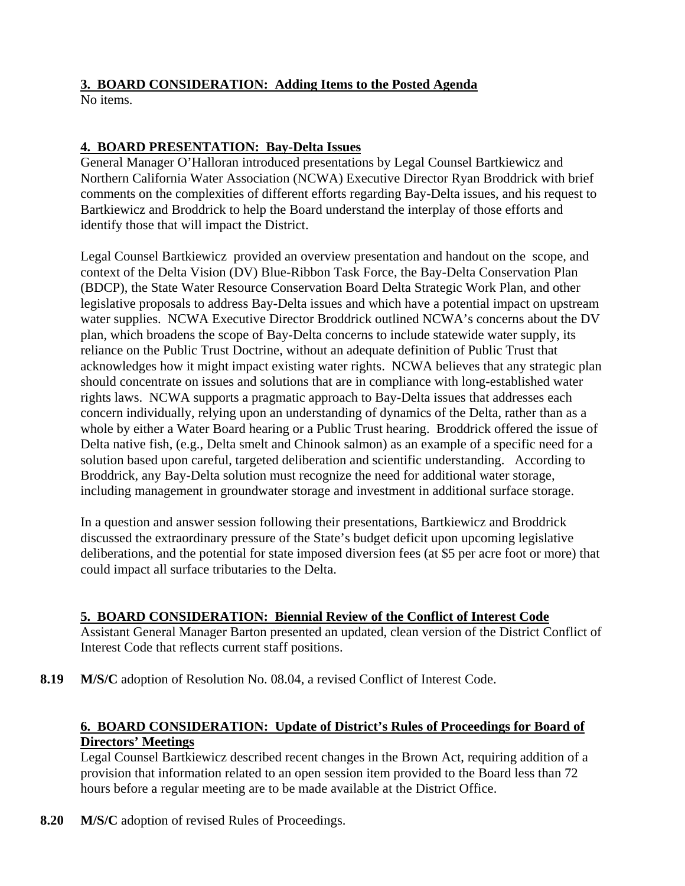**3. BOARD CONSIDERATION: Adding Items to the Posted Agenda**

No items.

**4. BOARD PRESENTATION: Bay-Delta Issues**

General Manager O'Halloran introduced presentations by Legal Counsel Bartkiewicz and Northern California Water Association (NCWA) Executive Director Ryan Broddrick with brief comments on the complexities of different efforts regarding Bay-Delta issues, and his request to Bartkiewicz and Broddrick to help the Board understand the interplay of those efforts and identify those that will impact the District.

Legal Counsel Bartkiewicz provided an overview presentation and handout on the scope, and context of the Delta Vision (DV) Blue-Ribbon Task Force, the Bay-Delta Conservation Plan (BDCP), the State Water Resource Conservation Board Delta Strategic Work Plan, and other legislative proposals to address Bay-Delta issues and which have a potential impact on upstream water supplies. NCWA Executive Director Broddrick outlined NCWA's concerns about the DV plan, which broadens the scope of Bay-Delta concerns to include statewide water supply, its reliance on the Public Trust Doctrine, without an adequate definition of Public Trust that acknowledges how it might impact existing water rights. NCWA believes that any strategic plan should concentrate on issues and solutions that are in compliance with long-established water rights laws. NCWA supports a pragmatic approach to Bay-Delta issues that addresses each concern individually, relying upon an understanding of dynamics of the Delta, rather than as a whole by either a Water Board hearing or a Public Trust hearing. Broddrick offered the issue of Delta native fish, (e.g., Delta smelt and Chinook salmon) as an example of a specific need for a solution based upon careful, targeted deliberation and scientific understanding. According to Broddrick, any Bay-Delta solution must recognize the need for additional water storage, including management in groundwater storage and investment in additional surface storage.

In a question and answer session following their presentations, Bartkiewicz and Broddrick discussed the extraordinary pressure of the State's budget deficit upon upcoming legislative deliberations, and the potential for state imposed diversion fees (at $5 per acre foot or more) that could impact all surface tributaries to the Delta.

**5. BOARD CONSIDERATION: Biennial Review of the Conflict of Interest Code**

Assistant General Manager Barton presented an updated, clean version of the District Conflict of Interest Code that reflects current staff positions.

**8.19** **M/S/C** adoption of Resolution No. 08.04, a revised Conflict of Interest Code.

**6. BOARD CONSIDERATION: Update of District's Rules of Proceedings for Board of Directors' Meetings**

Legal Counsel Bartkiewicz described recent changes in the Brown Act, requiring addition of a provision that information related to an open session item provided to the Board less than 72 hours before a regular meeting are to be made available at the District Office.

**8.20** **M/S/C** adoption of revised Rules of Proceedings.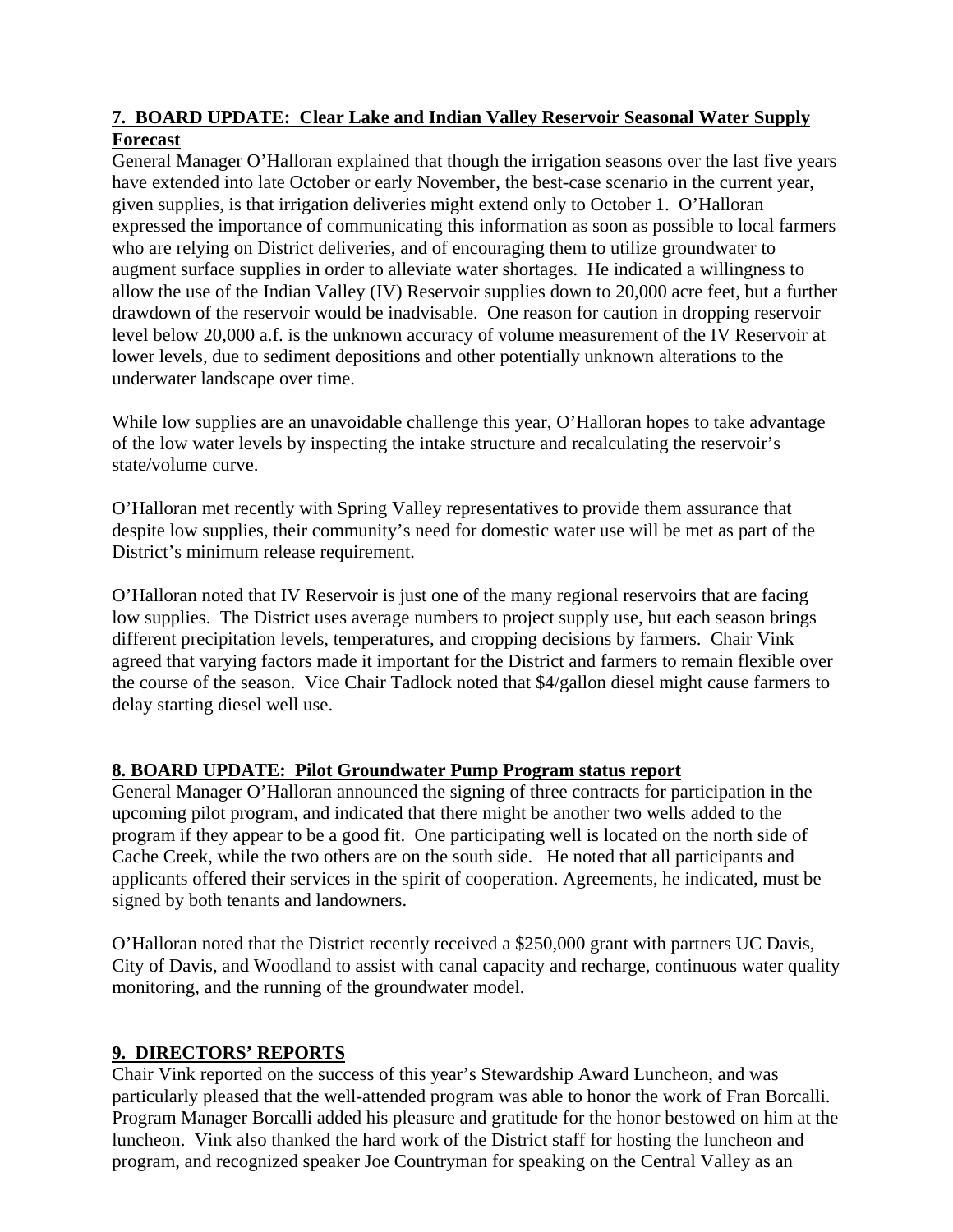## 7. BOARD UPDATE: Clear Lake and Indian Valley Reservoir Seasonal Water Supply Forecast

General Manager O'Halloran explained that though the irrigation seasons over the last five years have extended into late October or early November, the best-case scenario in the current year, given supplies, is that irrigation deliveries might extend only to October 1. O'Halloran expressed the importance of communicating this information as soon as possible to local farmers who are relying on District deliveries, and of encouraging them to utilize groundwater to augment surface supplies in order to alleviate water shortages. He indicated a willingness to allow the use of the Indian Valley (IV) Reservoir supplies down to 20,000 acre feet, but a further drawdown of the reservoir would be inadvisable. One reason for caution in dropping reservoir level below 20,000 a.f. is the unknown accuracy of volume measurement of the IV Reservoir at lower levels, due to sediment depositions and other potentially unknown alterations to the underwater landscape over time.

While low supplies are an unavoidable challenge this year, O'Halloran hopes to take advantage of the low water levels by inspecting the intake structure and recalculating the reservoir's state/volume curve.

O'Halloran met recently with Spring Valley representatives to provide them assurance that despite low supplies, their community's need for domestic water use will be met as part of the District's minimum release requirement.

O'Halloran noted that IV Reservoir is just one of the many regional reservoirs that are facing low supplies. The District uses average numbers to project supply use, but each season brings different precipitation levels, temperatures, and cropping decisions by farmers. Chair Vink agreed that varying factors made it important for the District and farmers to remain flexible over the course of the season. Vice Chair Tadlock noted that $4/gallon diesel might cause farmers to delay starting diesel well use.

## 8. BOARD UPDATE: Pilot Groundwater Pump Program status report

General Manager O'Halloran announced the signing of three contracts for participation in the upcoming pilot program, and indicated that there might be another two wells added to the program if they appear to be a good fit. One participating well is located on the north side of Cache Creek, while the two others are on the south side. He noted that all participants and applicants offered their services in the spirit of cooperation. Agreements, he indicated, must be signed by both tenants and landowners.

O'Halloran noted that the District recently received a $250,000 grant with partners UC Davis, City of Davis, and Woodland to assist with canal capacity and recharge, continuous water quality monitoring, and the running of the groundwater model.

## 9. DIRECTORS' REPORTS

Chair Vink reported on the success of this year's Stewardship Award Luncheon, and was particularly pleased that the well-attended program was able to honor the work of Fran Borcalli. Program Manager Borcalli added his pleasure and gratitude for the honor bestowed on him at the luncheon. Vink also thanked the hard work of the District staff for hosting the luncheon and program, and recognized speaker Joe Countryman for speaking on the Central Valley as an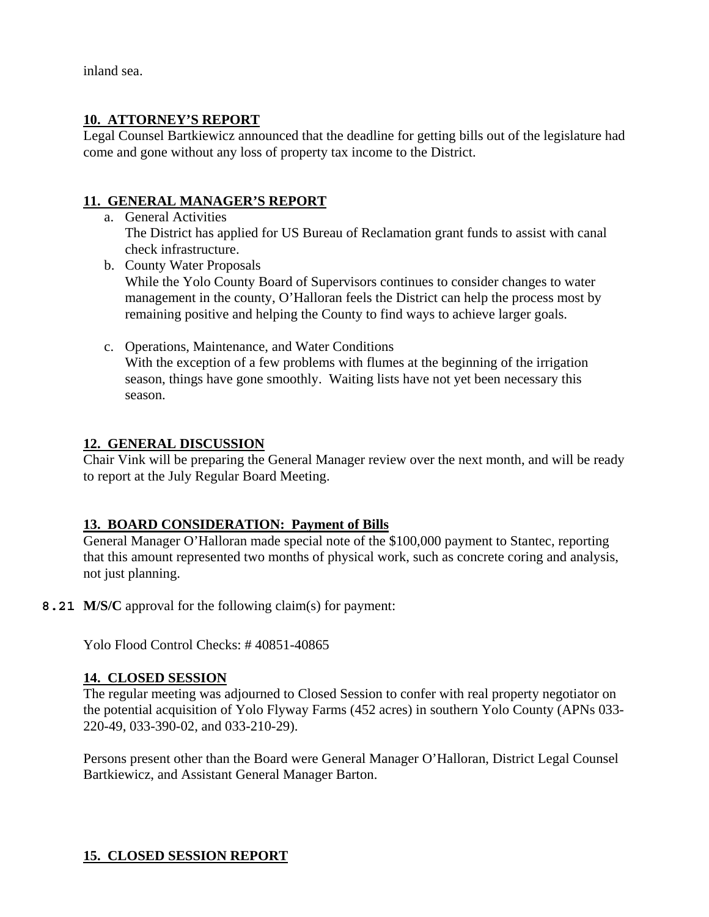inland sea.

**10. ATTORNEY'S REPORT**

Legal Counsel Bartkiewicz announced that the deadline for getting bills out of the legislature had come and gone without any loss of property tax income to the District.

**11. GENERAL MANAGER'S REPORT**

a. General Activities
   The District has applied for US Bureau of Reclamation grant funds to assist with canal check infrastructure.
b. County Water Proposals
   While the Yolo County Board of Supervisors continues to consider changes to water management in the county, O'Halloran feels the District can help the process most by remaining positive and helping the County to find ways to achieve larger goals.
c. Operations, Maintenance, and Water Conditions
   With the exception of a few problems with flumes at the beginning of the irrigation season, things have gone smoothly. Waiting lists have not yet been necessary this season.

**12. GENERAL DISCUSSION**

Chair Vink will be preparing the General Manager review over the next month, and will be ready to report at the July Regular Board Meeting.

**13. BOARD CONSIDERATION: Payment of Bills**

General Manager O'Halloran made special note of the $100,000 payment to Stantec, reporting that this amount represented two months of physical work, such as concrete coring and analysis, not just planning.

**8.21 M/S/C** approval for the following claim(s) for payment:

Yolo Flood Control Checks: # 40851-40865

**14. CLOSED SESSION**

The regular meeting was adjourned to Closed Session to confer with real property negotiator on the potential acquisition of Yolo Flyway Farms (452 acres) in southern Yolo County (APNs 033-220-49, 033-390-02, and 033-210-29).

Persons present other than the Board were General Manager O'Halloran, District Legal Counsel Bartkiewicz, and Assistant General Manager Barton.

**15. CLOSED SESSION REPORT**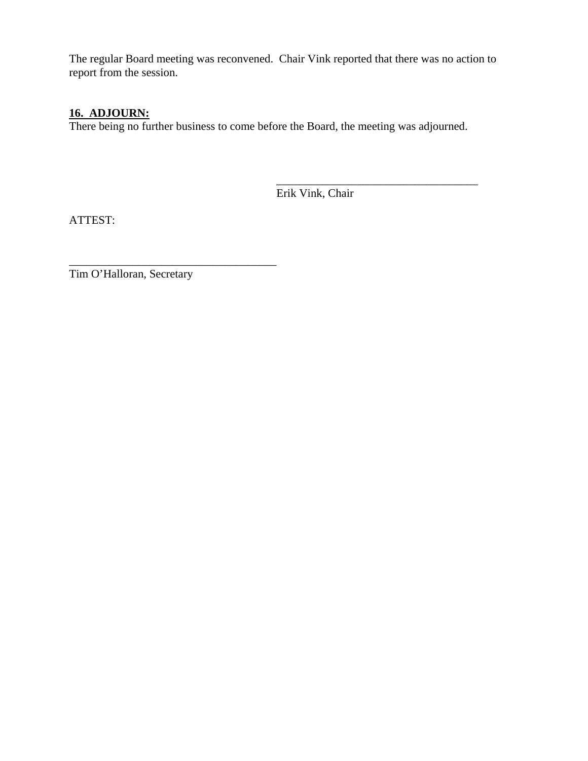The regular Board meeting was reconvened. Chair Vink reported that there was no action to report from the session.

**16. ADJOURN:**

There being no further business to come before the Board, the meeting was adjourned.

\_\_\_\_\_\_\_\_\_\_\_\_\_\_\_\_\_\_\_\_\_\_\_\_\_\_\_\_\_\_\_\_\_\_\_\_

Erik Vink, Chair

ATTEST:

\_\_\_\_\_\_\_\_\_\_\_\_\_\_\_\_\_\_\_\_\_\_\_\_\_\_\_\_\_\_\_\_\_\_\_\_

Tim O'Halloran, Secretary